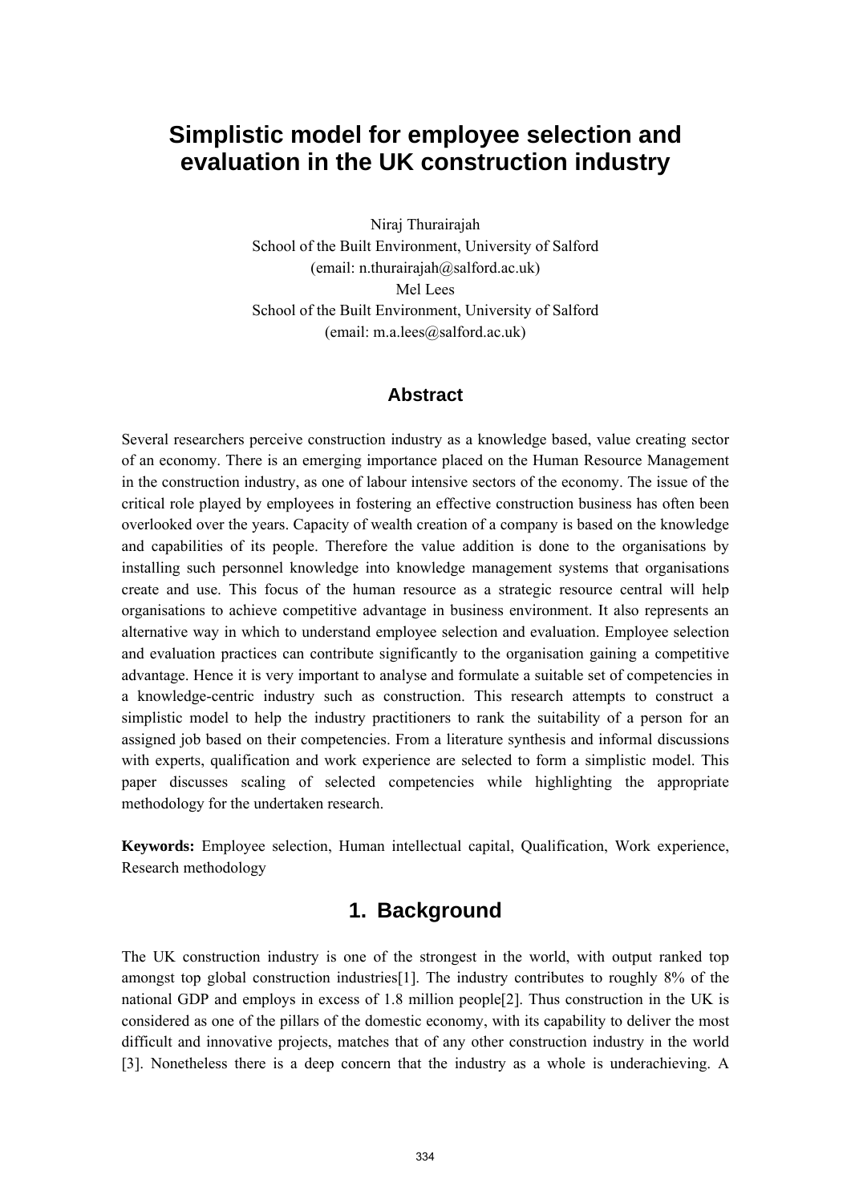# Simplistic model for employee selection and evaluation in the UK construction industry

Niraj Thurairajah
School of the Built Environment, University of Salford
(email: n.thurairajah@salford.ac.uk)
Mel Lees
School of the Built Environment, University of Salford
(email: m.a.lees@salford.ac.uk)

## Abstract

Several researchers perceive construction industry as a knowledge based, value creating sector of an economy. There is an emerging importance placed on the Human Resource Management in the construction industry, as one of labour intensive sectors of the economy. The issue of the critical role played by employees in fostering an effective construction business has often been overlooked over the years. Capacity of wealth creation of a company is based on the knowledge and capabilities of its people. Therefore the value addition is done to the organisations by installing such personnel knowledge into knowledge management systems that organisations create and use. This focus of the human resource as a strategic resource central will help organisations to achieve competitive advantage in business environment. It also represents an alternative way in which to understand employee selection and evaluation. Employee selection and evaluation practices can contribute significantly to the organisation gaining a competitive advantage. Hence it is very important to analyse and formulate a suitable set of competencies in a knowledge-centric industry such as construction. This research attempts to construct a simplistic model to help the industry practitioners to rank the suitability of a person for an assigned job based on their competencies. From a literature synthesis and informal discussions with experts, qualification and work experience are selected to form a simplistic model. This paper discusses scaling of selected competencies while highlighting the appropriate methodology for the undertaken research.

**Keywords:** Employee selection, Human intellectual capital, Qualification, Work experience, Research methodology

## 1. Background

The UK construction industry is one of the strongest in the world, with output ranked top amongst top global construction industries[1]. The industry contributes to roughly 8% of the national GDP and employs in excess of 1.8 million people[2]. Thus construction in the UK is considered as one of the pillars of the domestic economy, with its capability to deliver the most difficult and innovative projects, matches that of any other construction industry in the world [3]. Nonetheless there is a deep concern that the industry as a whole is underachieving. A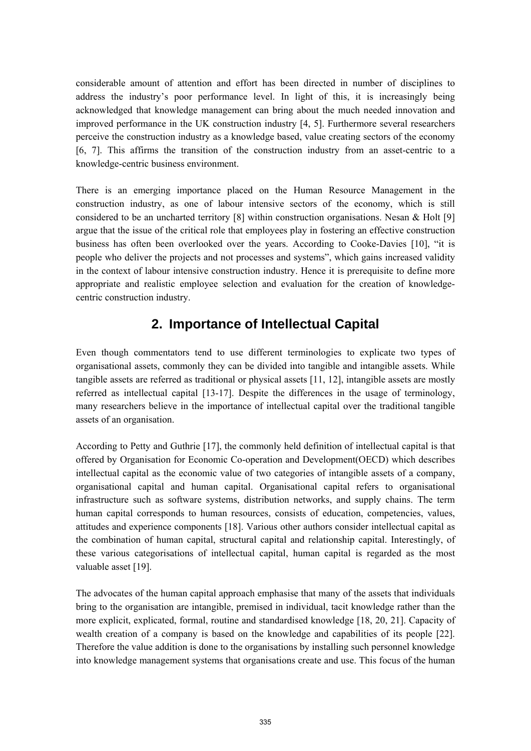considerable amount of attention and effort has been directed in number of disciplines to address the industry's poor performance level. In light of this, it is increasingly being acknowledged that knowledge management can bring about the much needed innovation and improved performance in the UK construction industry [4, 5]. Furthermore several researchers perceive the construction industry as a knowledge based, value creating sectors of the economy [6, 7]. This affirms the transition of the construction industry from an asset-centric to a knowledge-centric business environment.

There is an emerging importance placed on the Human Resource Management in the construction industry, as one of labour intensive sectors of the economy, which is still considered to be an uncharted territory [8] within construction organisations. Nesan & Holt [9] argue that the issue of the critical role that employees play in fostering an effective construction business has often been overlooked over the years. According to Cooke-Davies [10], "it is people who deliver the projects and not processes and systems", which gains increased validity in the context of labour intensive construction industry. Hence it is prerequisite to define more appropriate and realistic employee selection and evaluation for the creation of knowledge-centric construction industry.

## 2. Importance of Intellectual Capital

Even though commentators tend to use different terminologies to explicate two types of organisational assets, commonly they can be divided into tangible and intangible assets. While tangible assets are referred as traditional or physical assets [11, 12], intangible assets are mostly referred as intellectual capital [13-17]. Despite the differences in the usage of terminology, many researchers believe in the importance of intellectual capital over the traditional tangible assets of an organisation.

According to Petty and Guthrie [17], the commonly held definition of intellectual capital is that offered by Organisation for Economic Co-operation and Development(OECD) which describes intellectual capital as the economic value of two categories of intangible assets of a company, organisational capital and human capital. Organisational capital refers to organisational infrastructure such as software systems, distribution networks, and supply chains. The term human capital corresponds to human resources, consists of education, competencies, values, attitudes and experience components [18]. Various other authors consider intellectual capital as the combination of human capital, structural capital and relationship capital. Interestingly, of these various categorisations of intellectual capital, human capital is regarded as the most valuable asset [19].

The advocates of the human capital approach emphasise that many of the assets that individuals bring to the organisation are intangible, premised in individual, tacit knowledge rather than the more explicit, explicated, formal, routine and standardised knowledge [18, 20, 21]. Capacity of wealth creation of a company is based on the knowledge and capabilities of its people [22]. Therefore the value addition is done to the organisations by installing such personnel knowledge into knowledge management systems that organisations create and use. This focus of the human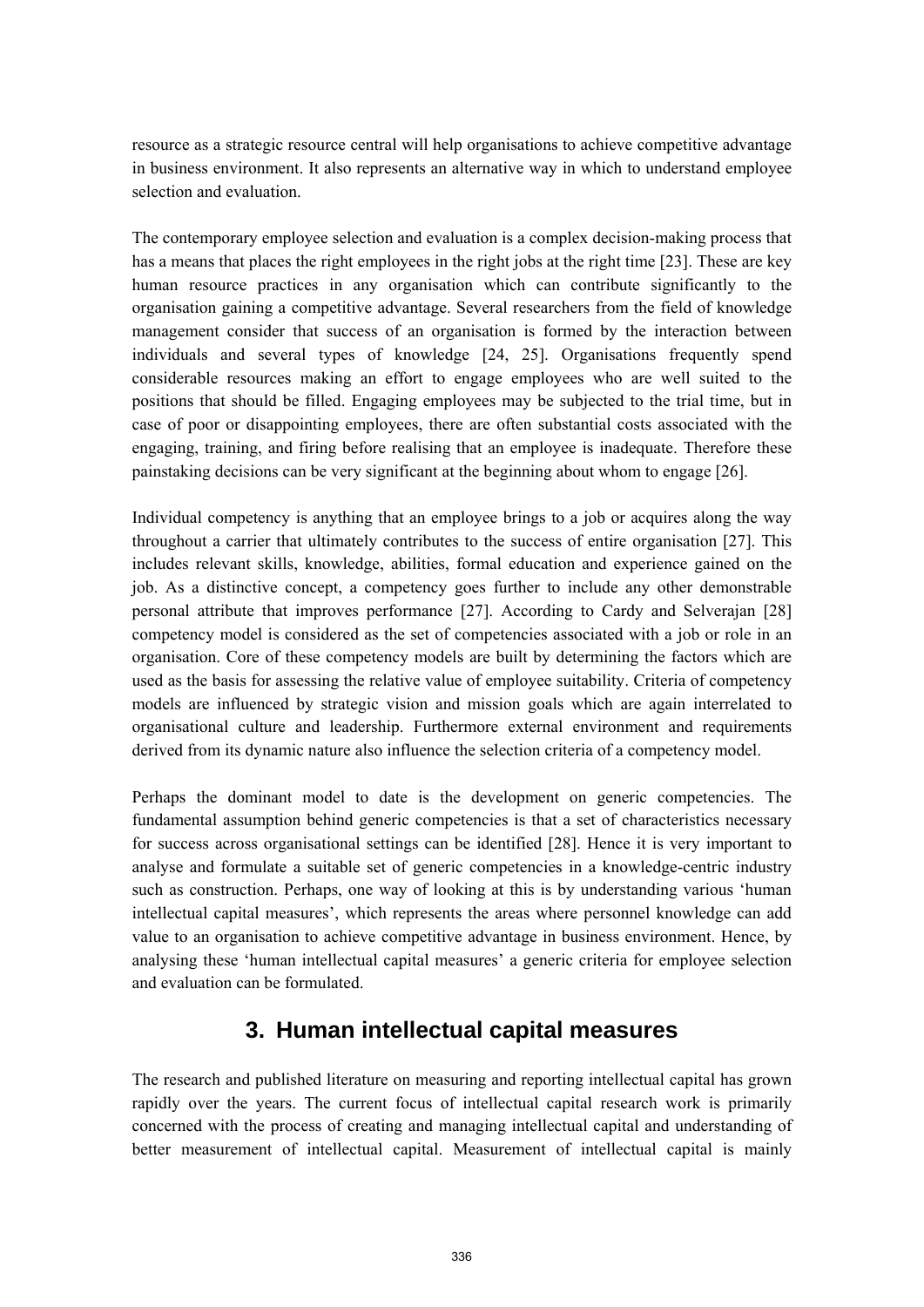resource as a strategic resource central will help organisations to achieve competitive advantage in business environment. It also represents an alternative way in which to understand employee selection and evaluation.

The contemporary employee selection and evaluation is a complex decision-making process that has a means that places the right employees in the right jobs at the right time [23]. These are key human resource practices in any organisation which can contribute significantly to the organisation gaining a competitive advantage. Several researchers from the field of knowledge management consider that success of an organisation is formed by the interaction between individuals and several types of knowledge [24, 25]. Organisations frequently spend considerable resources making an effort to engage employees who are well suited to the positions that should be filled. Engaging employees may be subjected to the trial time, but in case of poor or disappointing employees, there are often substantial costs associated with the engaging, training, and firing before realising that an employee is inadequate. Therefore these painstaking decisions can be very significant at the beginning about whom to engage [26].

Individual competency is anything that an employee brings to a job or acquires along the way throughout a carrier that ultimately contributes to the success of entire organisation [27]. This includes relevant skills, knowledge, abilities, formal education and experience gained on the job. As a distinctive concept, a competency goes further to include any other demonstrable personal attribute that improves performance [27]. According to Cardy and Selverajan [28] competency model is considered as the set of competencies associated with a job or role in an organisation. Core of these competency models are built by determining the factors which are used as the basis for assessing the relative value of employee suitability. Criteria of competency models are influenced by strategic vision and mission goals which are again interrelated to organisational culture and leadership. Furthermore external environment and requirements derived from its dynamic nature also influence the selection criteria of a competency model.

Perhaps the dominant model to date is the development on generic competencies. The fundamental assumption behind generic competencies is that a set of characteristics necessary for success across organisational settings can be identified [28]. Hence it is very important to analyse and formulate a suitable set of generic competencies in a knowledge-centric industry such as construction. Perhaps, one way of looking at this is by understanding various 'human intellectual capital measures', which represents the areas where personnel knowledge can add value to an organisation to achieve competitive advantage in business environment. Hence, by analysing these 'human intellectual capital measures' a generic criteria for employee selection and evaluation can be formulated.

## 3. Human intellectual capital measures

The research and published literature on measuring and reporting intellectual capital has grown rapidly over the years. The current focus of intellectual capital research work is primarily concerned with the process of creating and managing intellectual capital and understanding of better measurement of intellectual capital. Measurement of intellectual capital is mainly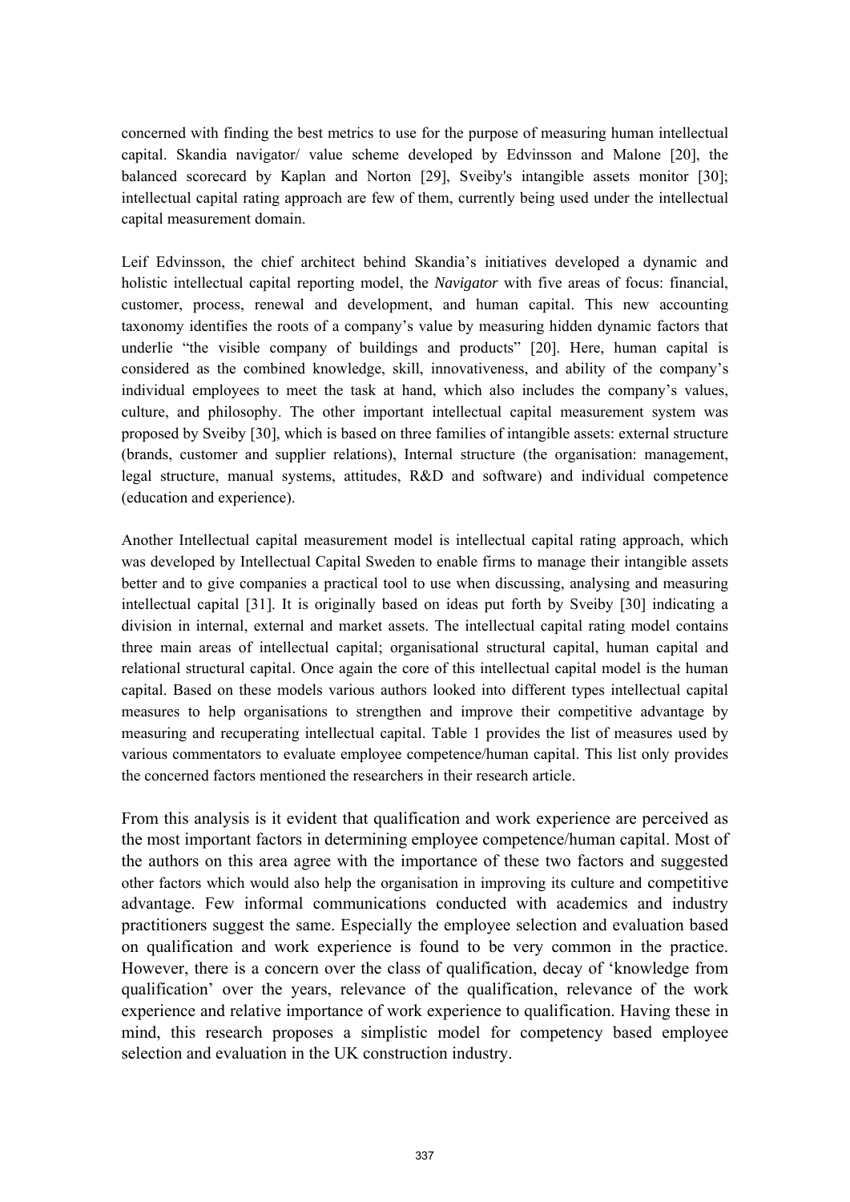concerned with finding the best metrics to use for the purpose of measuring human intellectual capital. Skandia navigator/ value scheme developed by Edvinsson and Malone [20], the balanced scorecard by Kaplan and Norton [29], Sveiby's intangible assets monitor [30]; intellectual capital rating approach are few of them, currently being used under the intellectual capital measurement domain.

Leif Edvinsson, the chief architect behind Skandia's initiatives developed a dynamic and holistic intellectual capital reporting model, the *Navigator* with five areas of focus: financial, customer, process, renewal and development, and human capital. This new accounting taxonomy identifies the roots of a company's value by measuring hidden dynamic factors that underlie "the visible company of buildings and products" [20]. Here, human capital is considered as the combined knowledge, skill, innovativeness, and ability of the company's individual employees to meet the task at hand, which also includes the company's values, culture, and philosophy. The other important intellectual capital measurement system was proposed by Sveiby [30], which is based on three families of intangible assets: external structure (brands, customer and supplier relations), Internal structure (the organisation: management, legal structure, manual systems, attitudes, R&D and software) and individual competence (education and experience).

Another Intellectual capital measurement model is intellectual capital rating approach, which was developed by Intellectual Capital Sweden to enable firms to manage their intangible assets better and to give companies a practical tool to use when discussing, analysing and measuring intellectual capital [31]. It is originally based on ideas put forth by Sveiby [30] indicating a division in internal, external and market assets. The intellectual capital rating model contains three main areas of intellectual capital; organisational structural capital, human capital and relational structural capital. Once again the core of this intellectual capital model is the human capital. Based on these models various authors looked into different types intellectual capital measures to help organisations to strengthen and improve their competitive advantage by measuring and recuperating intellectual capital. Table 1 provides the list of measures used by various commentators to evaluate employee competence/human capital. This list only provides the concerned factors mentioned the researchers in their research article.

From this analysis is it evident that qualification and work experience are perceived as the most important factors in determining employee competence/human capital. Most of the authors on this area agree with the importance of these two factors and suggested other factors which would also help the organisation in improving its culture and competitive advantage. Few informal communications conducted with academics and industry practitioners suggest the same. Especially the employee selection and evaluation based on qualification and work experience is found to be very common in the practice. However, there is a concern over the class of qualification, decay of 'knowledge from qualification' over the years, relevance of the qualification, relevance of the work experience and relative importance of work experience to qualification. Having these in mind, this research proposes a simplistic model for competency based employee selection and evaluation in the UK construction industry.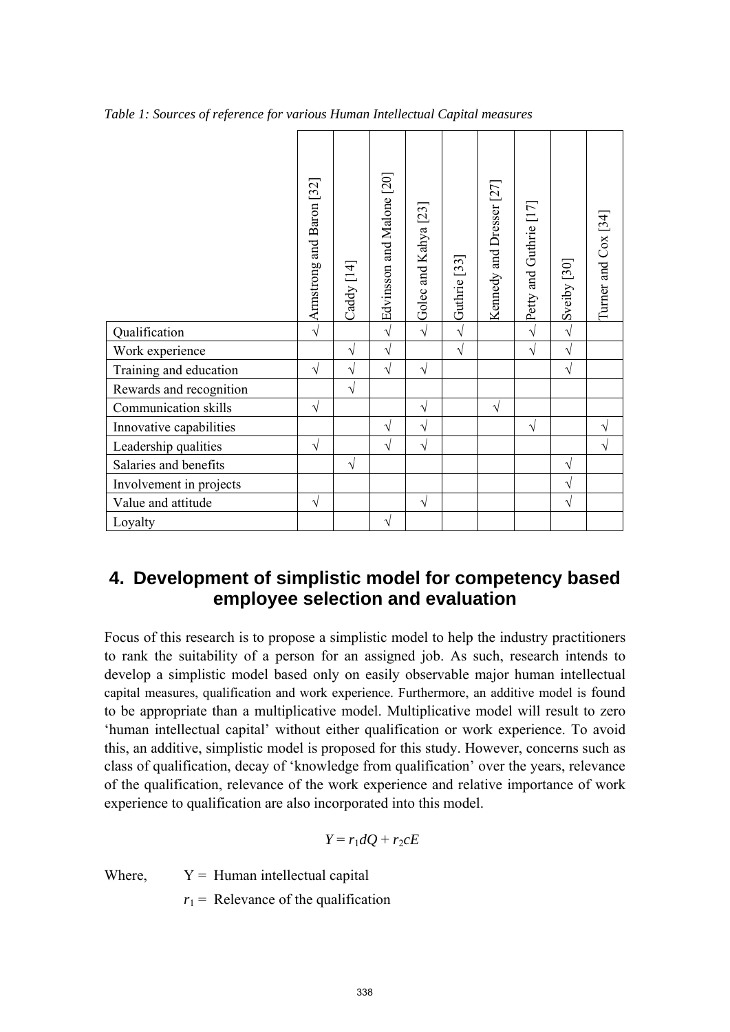*Table 1: Sources of reference for various Human Intellectual Capital measures*

| | Armstrong and Baron [32] | Caddy [14] | Edvinsson and Malone [20] | Golec and Kahya [23] | Guthrie [33] | Kennedy and Dresser [27] | Petty and Guthrie [17] | Sveiby [30] | Turner and Cox [34] |
|---|---|---|---|---|---|---|---|---|---|
| Qualification | √ | | √ | √ | √ | | √ | √ | |
| Work experience | | √ | √ | | √ | | √ | √ | |
| Training and education | √ | √ | √ | √ | | | | √ | |
| Rewards and recognition | | √ | | | | | | | |
| Communication skills | √ | | | √ | | √ | | | |
| Innovative capabilities | | | √ | √ | | | √ | | √ |
| Leadership qualities | √ | | √ | √ | | | | | √ |
| Salaries and benefits | | √ | | | | | | √ | |
| Involvement in projects | | | | | | | | √ | |
| Value and attitude | √ | | | √ | | | | √ | |
| Loyalty | | | √ | | | | | | |

## 4. Development of simplistic model for competency based employee selection and evaluation

Focus of this research is to propose a simplistic model to help the industry practitioners to rank the suitability of a person for an assigned job. As such, research intends to develop a simplistic model based only on easily observable major human intellectual capital measures, qualification and work experience. Furthermore, an additive model is found to be appropriate than a multiplicative model. Multiplicative model will result to zero 'human intellectual capital' without either qualification or work experience. To avoid this, an additive, simplistic model is proposed for this study. However, concerns such as class of qualification, decay of 'knowledge from qualification' over the years, relevance of the qualification, relevance of the work experience and relative importance of work experience to qualification are also incorporated into this model.

$$Y = r_1 dQ + r_2 cE$$

Where, $Y$ = Human intellectual capital

$r_1$ = Relevance of the qualification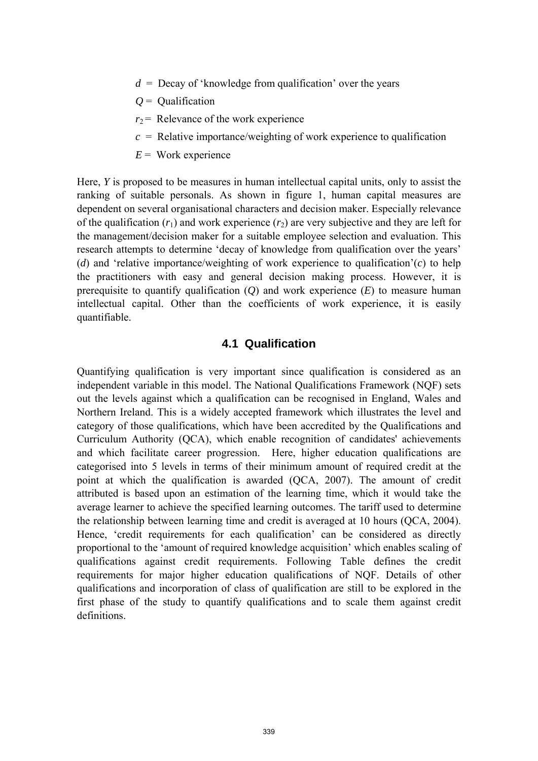$d$ = Decay of 'knowledge from qualification' over the years

$Q$ = Qualification

$r_2$ = Relevance of the work experience

$c$ = Relative importance/weighting of work experience to qualification

$E$ = Work experience

Here, $Y$ is proposed to be measures in human intellectual capital units, only to assist the ranking of suitable personals. As shown in figure 1, human capital measures are dependent on several organisational characters and decision maker. Especially relevance of the qualification ($r_1$) and work experience ($r_2$) are very subjective and they are left for the management/decision maker for a suitable employee selection and evaluation. This research attempts to determine 'decay of knowledge from qualification over the years' ($d$) and 'relative importance/weighting of work experience to qualification'($c$) to help the practitioners with easy and general decision making process. However, it is prerequisite to quantify qualification ($Q$) and work experience ($E$) to measure human intellectual capital. Other than the coefficients of work experience, it is easily quantifiable.

### 4.1 Qualification

Quantifying qualification is very important since qualification is considered as an independent variable in this model. The National Qualifications Framework (NQF) sets out the levels against which a qualification can be recognised in England, Wales and Northern Ireland. This is a widely accepted framework which illustrates the level and category of those qualifications, which have been accredited by the Qualifications and Curriculum Authority (QCA), which enable recognition of candidates' achievements and which facilitate career progression. Here, higher education qualifications are categorised into 5 levels in terms of their minimum amount of required credit at the point at which the qualification is awarded (QCA, 2007). The amount of credit attributed is based upon an estimation of the learning time, which it would take the average learner to achieve the specified learning outcomes. The tariff used to determine the relationship between learning time and credit is averaged at 10 hours (QCA, 2004). Hence, 'credit requirements for each qualification' can be considered as directly proportional to the 'amount of required knowledge acquisition' which enables scaling of qualifications against credit requirements. Following Table defines the credit requirements for major higher education qualifications of NQF. Details of other qualifications and incorporation of class of qualification are still to be explored in the first phase of the study to quantify qualifications and to scale them against credit definitions.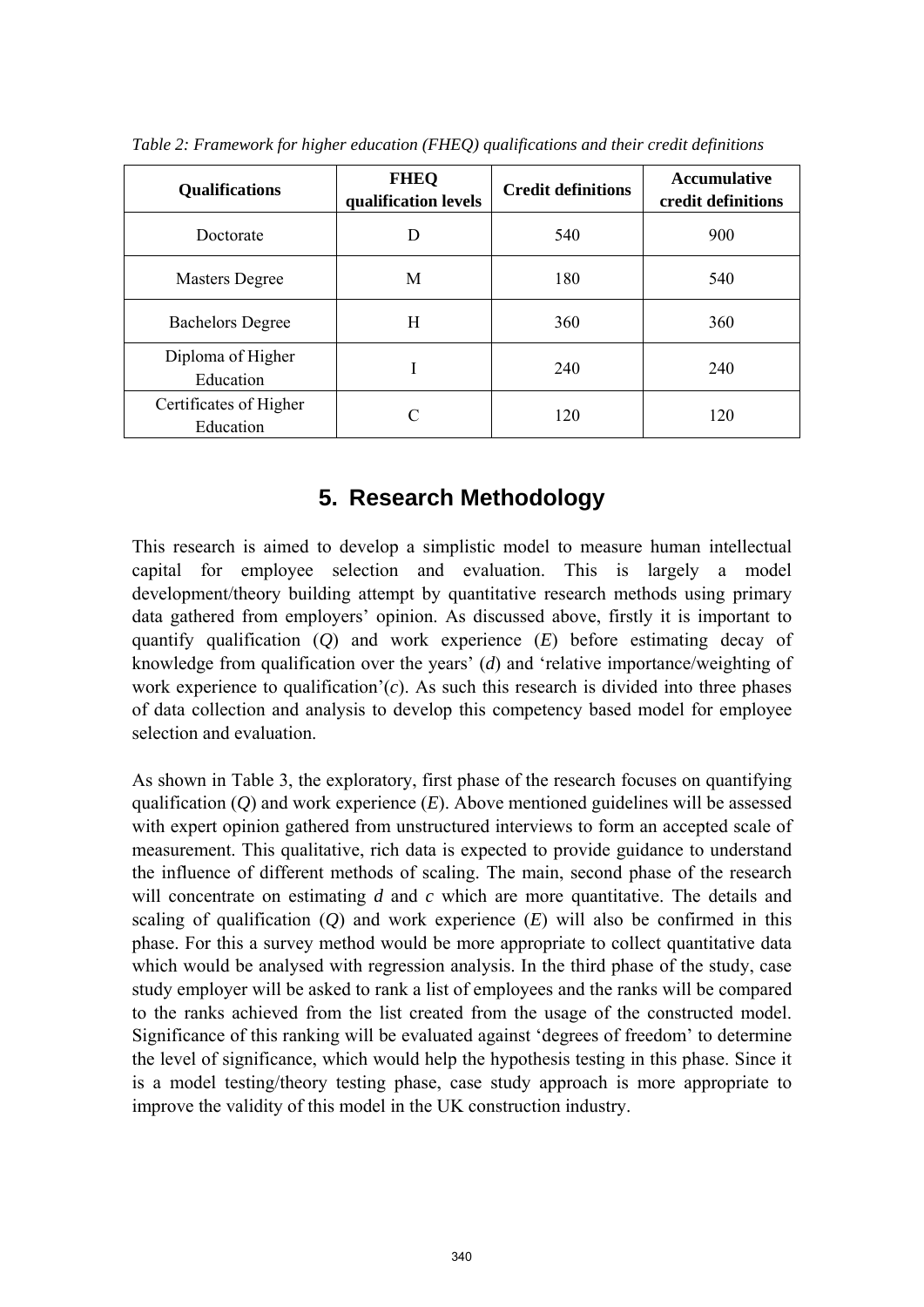*Table 2: Framework for higher education (FHEQ) qualifications and their credit definitions*

| Qualifications | FHEQ qualification levels | Credit definitions | Accumulative credit definitions |
|---|---|---|---|
| Doctorate | D | 540 | 900 |
| Masters Degree | M | 180 | 540 |
| Bachelors Degree | H | 360 | 360 |
| Diploma of Higher Education | I | 240 | 240 |
| Certificates of Higher Education | C | 120 | 120 |

## 5. Research Methodology

This research is aimed to develop a simplistic model to measure human intellectual capital for employee selection and evaluation. This is largely a model development/theory building attempt by quantitative research methods using primary data gathered from employers' opinion. As discussed above, firstly it is important to quantify qualification ($Q$) and work experience ($E$) before estimating decay of knowledge from qualification over the years' ($d$) and 'relative importance/weighting of work experience to qualification'($c$). As such this research is divided into three phases of data collection and analysis to develop this competency based model for employee selection and evaluation.

As shown in Table 3, the exploratory, first phase of the research focuses on quantifying qualification ($Q$) and work experience ($E$). Above mentioned guidelines will be assessed with expert opinion gathered from unstructured interviews to form an accepted scale of measurement. This qualitative, rich data is expected to provide guidance to understand the influence of different methods of scaling. The main, second phase of the research will concentrate on estimating $d$ and $c$ which are more quantitative. The details and scaling of qualification ($Q$) and work experience ($E$) will also be confirmed in this phase. For this a survey method would be more appropriate to collect quantitative data which would be analysed with regression analysis. In the third phase of the study, case study employer will be asked to rank a list of employees and the ranks will be compared to the ranks achieved from the list created from the usage of the constructed model. Significance of this ranking will be evaluated against 'degrees of freedom' to determine the level of significance, which would help the hypothesis testing in this phase. Since it is a model testing/theory testing phase, case study approach is more appropriate to improve the validity of this model in the UK construction industry.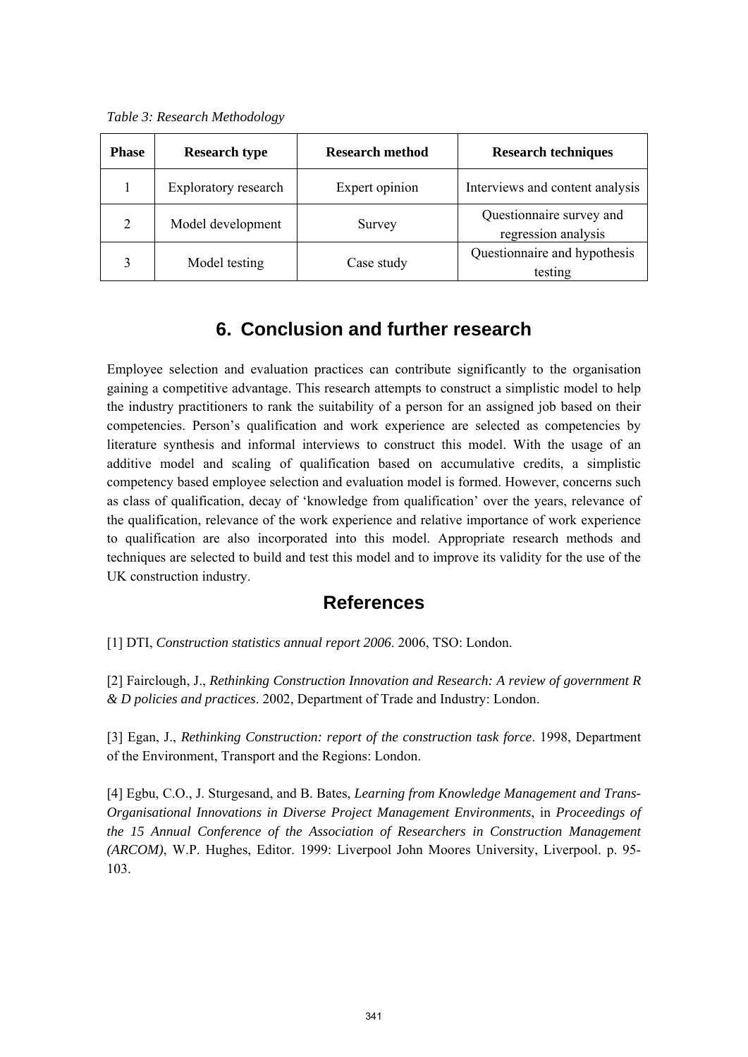*Table 3: Research Methodology*

| Phase | Research type | Research method | Research techniques |
|---|---|---|---|
| 1 | Exploratory research | Expert opinion | Interviews and content analysis |
| 2 | Model development | Survey | Questionnaire survey and regression analysis |
| 3 | Model testing | Case study | Questionnaire and hypothesis testing |

## 6. Conclusion and further research

Employee selection and evaluation practices can contribute significantly to the organisation gaining a competitive advantage. This research attempts to construct a simplistic model to help the industry practitioners to rank the suitability of a person for an assigned job based on their competencies. Person's qualification and work experience are selected as competencies by literature synthesis and informal interviews to construct this model. With the usage of an additive model and scaling of qualification based on accumulative credits, a simplistic competency based employee selection and evaluation model is formed. However, concerns such as class of qualification, decay of 'knowledge from qualification' over the years, relevance of the qualification, relevance of the work experience and relative importance of work experience to qualification are also incorporated into this model. Appropriate research methods and techniques are selected to build and test this model and to improve its validity for the use of the UK construction industry.

## References

[1] DTI, *Construction statistics annual report 2006*. 2006, TSO: London.

[2] Fairclough, J., *Rethinking Construction Innovation and Research: A review of government R & D policies and practices*. 2002, Department of Trade and Industry: London.

[3] Egan, J., *Rethinking Construction: report of the construction task force*. 1998, Department of the Environment, Transport and the Regions: London.

[4] Egbu, C.O., J. Sturgesand, and B. Bates, *Learning from Knowledge Management and Trans-Organisational Innovations in Diverse Project Management Environments*, in *Proceedings of the 15 Annual Conference of the Association of Researchers in Construction Management (ARCOM)*, W.P. Hughes, Editor. 1999: Liverpool John Moores University, Liverpool. p. 95-103.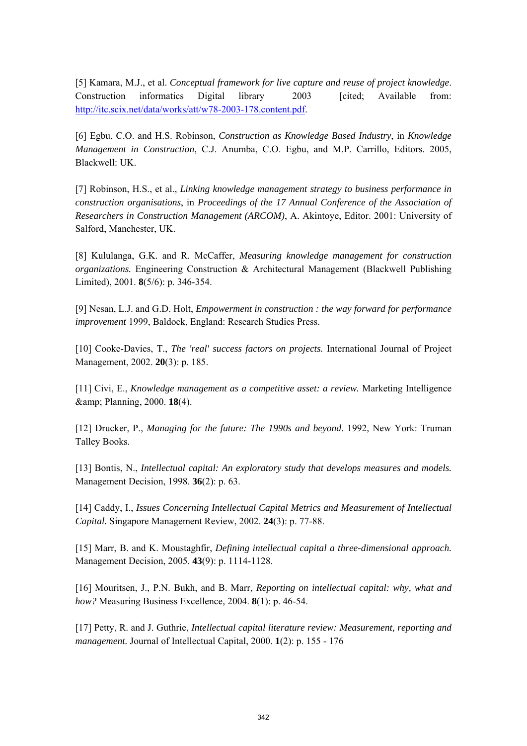[5] Kamara, M.J., et al. *Conceptual framework for live capture and reuse of project knowledge*. Construction informatics Digital library 2003 [cited; Available from: http://itc.scix.net/data/works/att/w78-2003-178.content.pdf.

[6] Egbu, C.O. and H.S. Robinson, *Construction as Knowledge Based Industry*, in *Knowledge Management in Construction*, C.J. Anumba, C.O. Egbu, and M.P. Carrillo, Editors. 2005, Blackwell: UK.

[7] Robinson, H.S., et al., *Linking knowledge management strategy to business performance in construction organisations*, in *Proceedings of the 17 Annual Conference of the Association of Researchers in Construction Management (ARCOM)*, A. Akintoye, Editor. 2001: University of Salford, Manchester, UK.

[8] Kululanga, G.K. and R. McCaffer, *Measuring knowledge management for construction organizations.* Engineering Construction & Architectural Management (Blackwell Publishing Limited), 2001. **8**(5/6): p. 346-354.

[9] Nesan, L.J. and G.D. Holt, *Empowerment in construction : the way forward for performance improvement* 1999, Baldock, England: Research Studies Press.

[10] Cooke-Davies, T., *The 'real' success factors on projects.* International Journal of Project Management, 2002. **20**(3): p. 185.

[11] Civi, E., *Knowledge management as a competitive asset: a review.* Marketing Intelligence &amp; Planning, 2000. **18**(4).

[12] Drucker, P., *Managing for the future: The 1990s and beyond*. 1992, New York: Truman Talley Books.

[13] Bontis, N., *Intellectual capital: An exploratory study that develops measures and models.* Management Decision, 1998. **36**(2): p. 63.

[14] Caddy, I., *Issues Concerning Intellectual Capital Metrics and Measurement of Intellectual Capital.* Singapore Management Review, 2002. **24**(3): p. 77-88.

[15] Marr, B. and K. Moustaghfir, *Defining intellectual capital a three-dimensional approach.* Management Decision, 2005. **43**(9): p. 1114-1128.

[16] Mouritsen, J., P.N. Bukh, and B. Marr, *Reporting on intellectual capital: why, what and how?* Measuring Business Excellence, 2004. **8**(1): p. 46-54.

[17] Petty, R. and J. Guthrie, *Intellectual capital literature review: Measurement, reporting and management.* Journal of Intellectual Capital, 2000. **1**(2): p. 155 - 176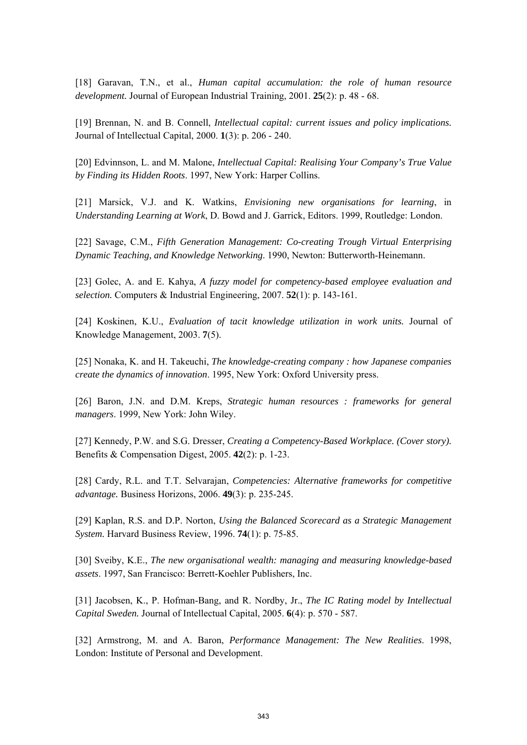[18] Garavan, T.N., et al., *Human capital accumulation: the role of human resource development.* Journal of European Industrial Training, 2001. **25**(2): p. 48 - 68.

[19] Brennan, N. and B. Connell, *Intellectual capital: current issues and policy implications.* Journal of Intellectual Capital, 2000. **1**(3): p. 206 - 240.

[20] Edvinnson, L. and M. Malone, *Intellectual Capital: Realising Your Company's True Value by Finding its Hidden Roots*. 1997, New York: Harper Collins.

[21] Marsick, V.J. and K. Watkins, *Envisioning new organisations for learning*, in *Understanding Learning at Work*, D. Bowd and J. Garrick, Editors. 1999, Routledge: London.

[22] Savage, C.M., *Fifth Generation Management: Co-creating Trough Virtual Enterprising Dynamic Teaching, and Knowledge Networking*. 1990, Newton: Butterworth-Heinemann.

[23] Golec, A. and E. Kahya, *A fuzzy model for competency-based employee evaluation and selection.* Computers & Industrial Engineering, 2007. **52**(1): p. 143-161.

[24] Koskinen, K.U., *Evaluation of tacit knowledge utilization in work units.* Journal of Knowledge Management, 2003. **7**(5).

[25] Nonaka, K. and H. Takeuchi, *The knowledge-creating company : how Japanese companies create the dynamics of innovation*. 1995, New York: Oxford University press.

[26] Baron, J.N. and D.M. Kreps, *Strategic human resources : frameworks for general managers*. 1999, New York: John Wiley.

[27] Kennedy, P.W. and S.G. Dresser, *Creating a Competency-Based Workplace. (Cover story).* Benefits & Compensation Digest, 2005. **42**(2): p. 1-23.

[28] Cardy, R.L. and T.T. Selvarajan, *Competencies: Alternative frameworks for competitive advantage.* Business Horizons, 2006. **49**(3): p. 235-245.

[29] Kaplan, R.S. and D.P. Norton, *Using the Balanced Scorecard as a Strategic Management System.* Harvard Business Review, 1996. **74**(1): p. 75-85.

[30] Sveiby, K.E., *The new organisational wealth: managing and measuring knowledge-based assets*. 1997, San Francisco: Berrett-Koehler Publishers, Inc.

[31] Jacobsen, K., P. Hofman-Bang, and R. Nordby, Jr., *The IC Rating model by Intellectual Capital Sweden.* Journal of Intellectual Capital, 2005. **6**(4): p. 570 - 587.

[32] Armstrong, M. and A. Baron, *Performance Management: The New Realities*. 1998, London: Institute of Personal and Development.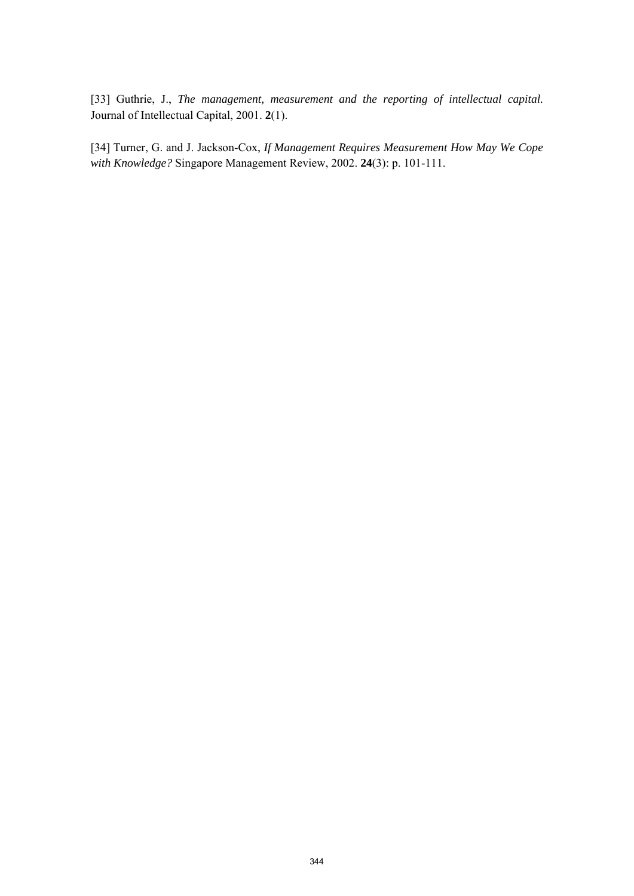[33] Guthrie, J., *The management, measurement and the reporting of intellectual capital.* Journal of Intellectual Capital, 2001. **2**(1).

[34] Turner, G. and J. Jackson-Cox, *If Management Requires Measurement How May We Cope with Knowledge?* Singapore Management Review, 2002. **24**(3): p. 101-111.